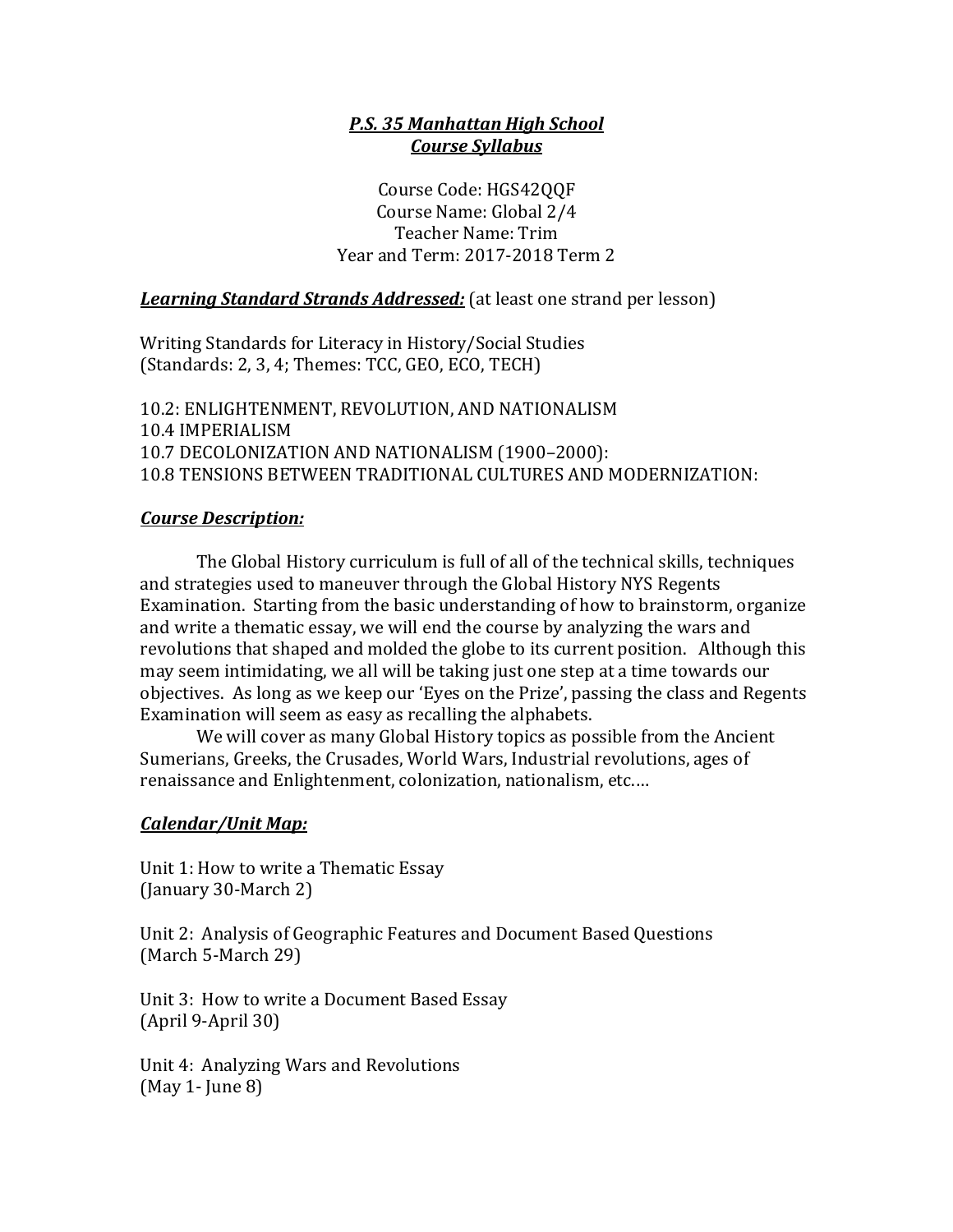***P.S. 35 Manhattan High School***
***Course Syllabus***

Course Code: HGS42QQF
Course Name: Global 2/4
Teacher Name: Trim
Year and Term: 2017-2018 Term 2

***Learning Standard Strands Addressed:*** (at least one strand per lesson)

Writing Standards for Literacy in History/Social Studies
(Standards: 2, 3, 4; Themes: TCC, GEO, ECO, TECH)

10.2: ENLIGHTENMENT, REVOLUTION, AND NATIONALISM
10.4 IMPERIALISM
10.7 DECOLONIZATION AND NATIONALISM (1900–2000):
10.8 TENSIONS BETWEEN TRADITIONAL CULTURES AND MODERNIZATION:

***Course Description:***

The Global History curriculum is full of all of the technical skills, techniques and strategies used to maneuver through the Global History NYS Regents Examination. Starting from the basic understanding of how to brainstorm, organize and write a thematic essay, we will end the course by analyzing the wars and revolutions that shaped and molded the globe to its current position. Although this may seem intimidating, we all will be taking just one step at a time towards our objectives. As long as we keep our 'Eyes on the Prize', passing the class and Regents Examination will seem as easy as recalling the alphabets.

We will cover as many Global History topics as possible from the Ancient Sumerians, Greeks, the Crusades, World Wars, Industrial revolutions, ages of renaissance and Enlightenment, colonization, nationalism, etc.…

***Calendar/Unit Map:***

Unit 1: How to write a Thematic Essay
(January 30-March 2)

Unit 2: Analysis of Geographic Features and Document Based Questions
(March 5-March 29)

Unit 3: How to write a Document Based Essay
(April 9-April 30)

Unit 4: Analyzing Wars and Revolutions
(May 1- June 8)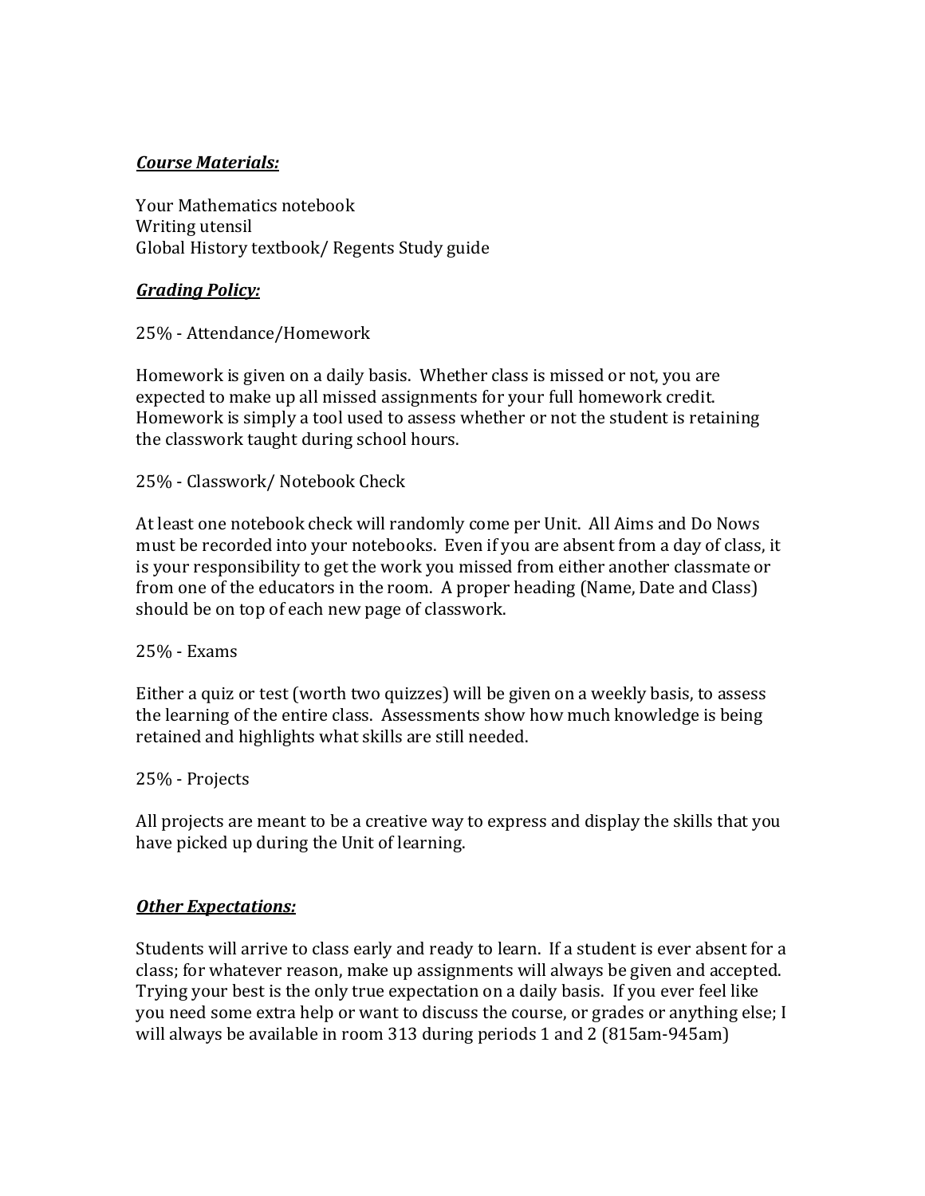***Course Materials:***

Your Mathematics notebook
Writing utensil
Global History textbook/ Regents Study guide

***Grading Policy:***

25% - Attendance/Homework

Homework is given on a daily basis. Whether class is missed or not, you are expected to make up all missed assignments for your full homework credit. Homework is simply a tool used to assess whether or not the student is retaining the classwork taught during school hours.

25% - Classwork/ Notebook Check

At least one notebook check will randomly come per Unit. All Aims and Do Nows must be recorded into your notebooks. Even if you are absent from a day of class, it is your responsibility to get the work you missed from either another classmate or from one of the educators in the room. A proper heading (Name, Date and Class) should be on top of each new page of classwork.

25% - Exams

Either a quiz or test (worth two quizzes) will be given on a weekly basis, to assess the learning of the entire class. Assessments show how much knowledge is being retained and highlights what skills are still needed.

25% - Projects

All projects are meant to be a creative way to express and display the skills that you have picked up during the Unit of learning.

***Other Expectations:***

Students will arrive to class early and ready to learn. If a student is ever absent for a class; for whatever reason, make up assignments will always be given and accepted. Trying your best is the only true expectation on a daily basis. If you ever feel like you need some extra help or want to discuss the course, or grades or anything else; I will always be available in room 313 during periods 1 and 2 (815am-945am)